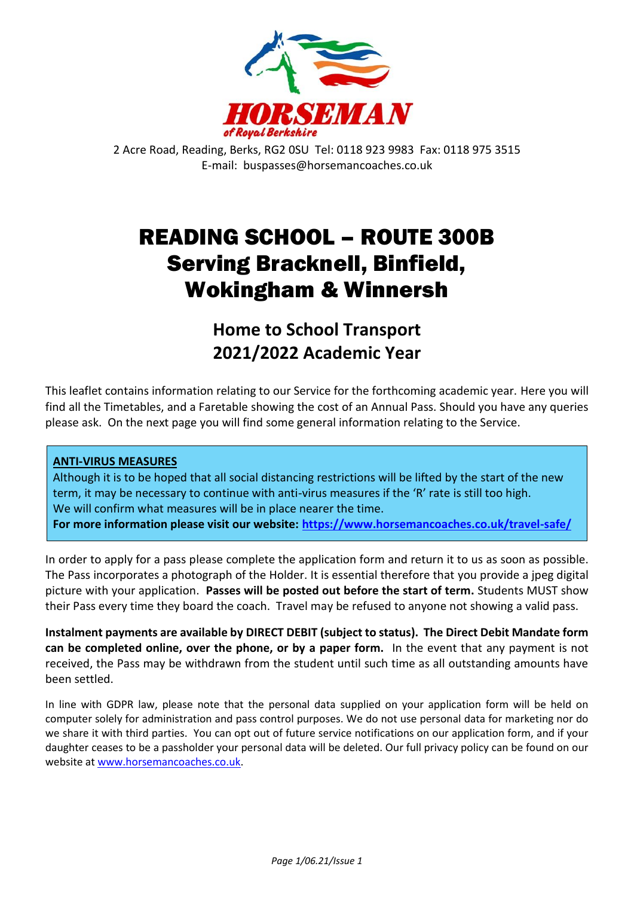**HORSEMAN**
*of Royal Berkshire*

2 Acre Road, Reading, Berks, RG2 0SU Tel: 0118 923 9983 Fax: 0118 975 3515
E-mail: buspasses@horsemancoaches.co.uk

# READING SCHOOL – ROUTE 300B Serving Bracknell, Binfield, Wokingham & Winnersh

## Home to School Transport 2021/2022 Academic Year

This leaflet contains information relating to our Service for the forthcoming academic year. Here you will find all the Timetables, and a Faretable showing the cost of an Annual Pass. Should you have any queries please ask. On the next page you will find some general information relating to the Service.

> **ANTI-VIRUS MEASURES**
> Although it is to be hoped that all social distancing restrictions will be lifted by the start of the new term, it may be necessary to continue with anti-virus measures if the 'R' rate is still too high.
> We will confirm what measures will be in place nearer the time.
> **For more information please visit our website: https://www.horsemancoaches.co.uk/travel-safe/**

In order to apply for a pass please complete the application form and return it to us as soon as possible. The Pass incorporates a photograph of the Holder. It is essential therefore that you provide a jpeg digital picture with your application. **Passes will be posted out before the start of term.** Students MUST show their Pass every time they board the coach. Travel may be refused to anyone not showing a valid pass.

**Instalment payments are available by DIRECT DEBIT (subject to status). The Direct Debit Mandate form can be completed online, over the phone, or by a paper form.** In the event that any payment is not received, the Pass may be withdrawn from the student until such time as all outstanding amounts have been settled.

In line with GDPR law, please note that the personal data supplied on your application form will be held on computer solely for administration and pass control purposes. We do not use personal data for marketing nor do we share it with third parties. You can opt out of future service notifications on our application form, and if your daughter ceases to be a passholder your personal data will be deleted. Our full privacy policy can be found on our website at www.horsemancoaches.co.uk.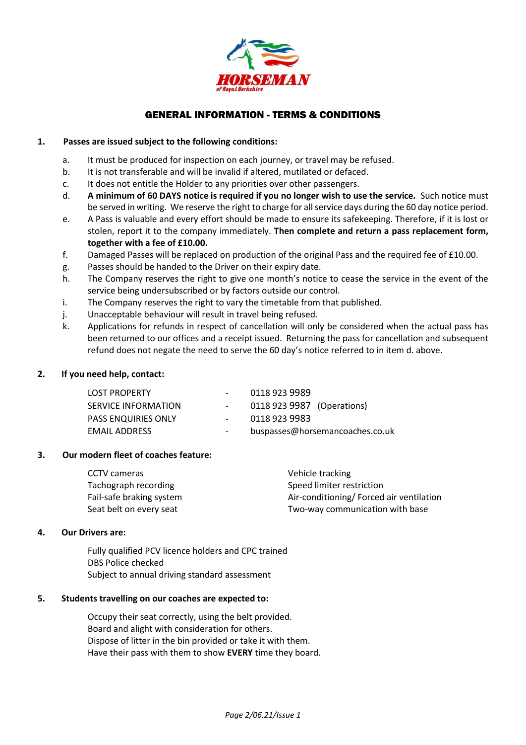HORSEMAN

of Royal Berkshire

# GENERAL INFORMATION - TERMS & CONDITIONS

**1. Passes are issued subject to the following conditions:**

a. It must be produced for inspection on each journey, or travel may be refused.

b. It is not transferable and will be invalid if altered, mutilated or defaced.

c. It does not entitle the Holder to any priorities over other passengers.

d. **A minimum of 60 DAYS notice is required if you no longer wish to use the service.** Such notice must be served in writing. We reserve the right to charge for all service days during the 60 day notice period.

e. A Pass is valuable and every effort should be made to ensure its safekeeping. Therefore, if it is lost or stolen, report it to the company immediately. **Then complete and return a pass replacement form, together with a fee of £10.00.**

f. Damaged Passes will be replaced on production of the original Pass and the required fee of £10.00.

g. Passes should be handed to the Driver on their expiry date.

h. The Company reserves the right to give one month's notice to cease the service in the event of the service being undersubscribed or by factors outside our control.

i. The Company reserves the right to vary the timetable from that published.

j. Unacceptable behaviour will result in travel being refused.

k. Applications for refunds in respect of cancellation will only be considered when the actual pass has been returned to our offices and a receipt issued. Returning the pass for cancellation and subsequent refund does not negate the need to serve the 60 day's notice referred to in item d. above.

**2. If you need help, contact:**

| | | |
|---|---|---|
| LOST PROPERTY | - | 0118 923 9989 |
| SERVICE INFORMATION | - | 0118 923 9987 (Operations) |
| PASS ENQUIRIES ONLY | - | 0118 923 9983 |
| EMAIL ADDRESS | - | buspasses@horsemancoaches.co.uk |

**3. Our modern fleet of coaches feature:**

- CCTV cameras
- Tachograph recording
- Fail-safe braking system
- Seat belt on every seat
- Vehicle tracking
- Speed limiter restriction
- Air-conditioning/ Forced air ventilation
- Two-way communication with base

**4. Our Drivers are:**

Fully qualified PCV licence holders and CPC trained
DBS Police checked
Subject to annual driving standard assessment

**5. Students travelling on our coaches are expected to:**

Occupy their seat correctly, using the belt provided.
Board and alight with consideration for others.
Dispose of litter in the bin provided or take it with them.
Have their pass with them to show **EVERY** time they board.

*Page 2/06.21/Issue 1*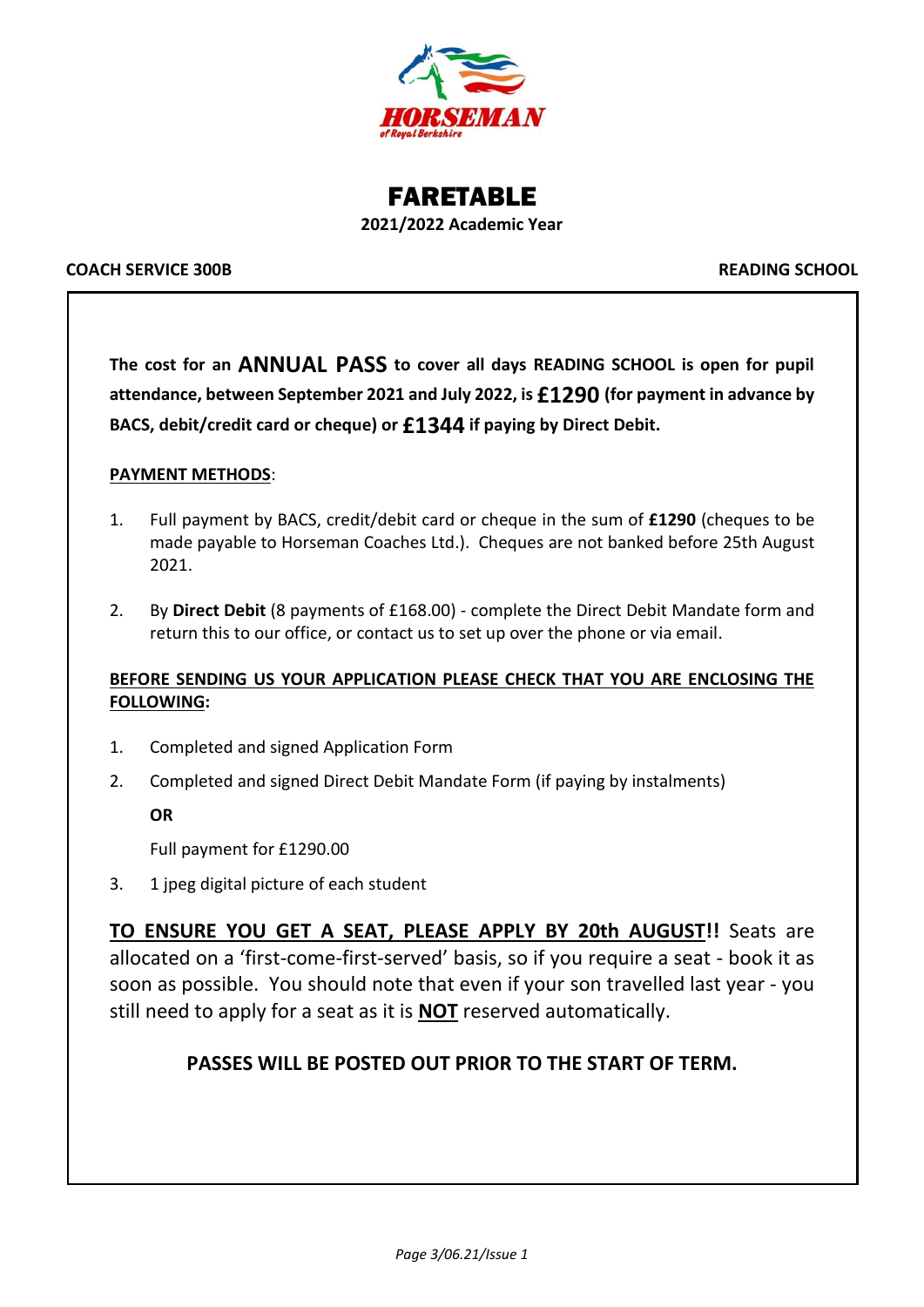HORSEMAN

of Royal Berkshire

# FARETABLE

**2021/2022 Academic Year**

**COACH SERVICE 300B** | **READING SCHOOL**

**The cost for an ANNUAL PASS to cover all days READING SCHOOL is open for pupil attendance, between September 2021 and July 2022, is £1290 (for payment in advance by BACS, debit/credit card or cheque) or £1344 if paying by Direct Debit.**

**<u>PAYMENT METHODS</u>**:

1. Full payment by BACS, credit/debit card or cheque in the sum of **£1290** (cheques to be made payable to Horseman Coaches Ltd.). Cheques are not banked before 25th August 2021.

2. By **Direct Debit** (8 payments of £168.00) - complete the Direct Debit Mandate form and return this to our office, or contact us to set up over the phone or via email.

**<u>BEFORE SENDING US YOUR APPLICATION PLEASE CHECK THAT YOU ARE ENCLOSING THE FOLLOWING</u>:**

1. Completed and signed Application Form
2. Completed and signed Direct Debit Mandate Form (if paying by instalments)

   **OR**

   Full payment for £1290.00
3. 1 jpeg digital picture of each student

**<u>TO ENSURE YOU GET A SEAT, PLEASE APPLY BY 20th AUGUST</u>!!** Seats are allocated on a 'first-come-first-served' basis, so if you require a seat - book it as soon as possible. You should note that even if your son travelled last year - you still need to apply for a seat as it is **<u>NOT</u>** reserved automatically.

**PASSES WILL BE POSTED OUT PRIOR TO THE START OF TERM.**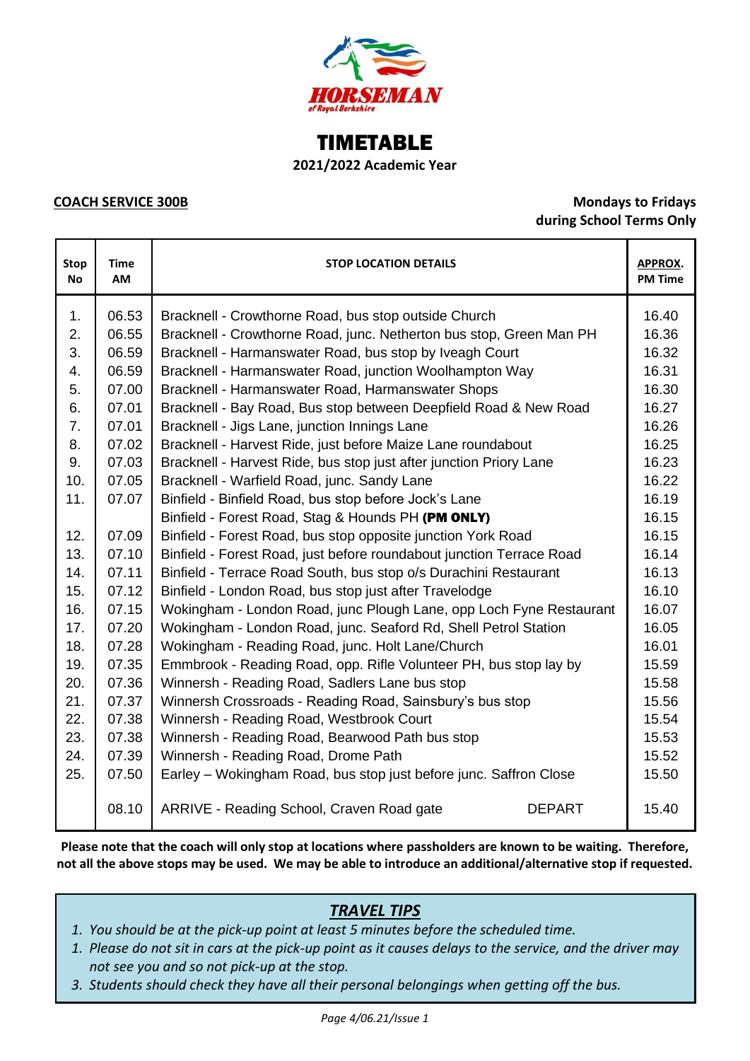HORSEMAN
of Royal Berkshire

# TIMETABLE

**2021/2022 Academic Year**

**COACH SERVICE 300B**

**Mondays to Fridays during School Terms Only**

| Stop No | Time AM | STOP LOCATION DETAILS | APPROX. PM Time |
|---|---|---|---|
| 1. | 06.53 | Bracknell - Crowthorne Road, bus stop outside Church | 16.40 |
| 2. | 06.55 | Bracknell - Crowthorne Road, junc. Netherton bus stop, Green Man PH | 16.36 |
| 3. | 06.59 | Bracknell - Harmanswater Road, bus stop by Iveagh Court | 16.32 |
| 4. | 06.59 | Bracknell - Harmanswater Road, junction Woolhampton Way | 16.31 |
| 5. | 07.00 | Bracknell - Harmanswater Road, Harmanswater Shops | 16.30 |
| 6. | 07.01 | Bracknell - Bay Road, Bus stop between Deepfield Road & New Road | 16.27 |
| 7. | 07.01 | Bracknell - Jigs Lane, junction Innings Lane | 16.26 |
| 8. | 07.02 | Bracknell - Harvest Ride, just before Maize Lane roundabout | 16.25 |
| 9. | 07.03 | Bracknell - Harvest Ride, bus stop just after junction Priory Lane | 16.23 |
| 10. | 07.05 | Bracknell - Warfield Road, junc. Sandy Lane | 16.22 |
| 11. | 07.07 | Binfield - Binfield Road, bus stop before Jock's Lane | 16.19 |
| | | Binfield - Forest Road, Stag & Hounds PH **(PM ONLY)** | 16.15 |
| 12. | 07.09 | Binfield - Forest Road, bus stop opposite junction York Road | 16.15 |
| 13. | 07.10 | Binfield - Forest Road, just before roundabout junction Terrace Road | 16.14 |
| 14. | 07.11 | Binfield - Terrace Road South, bus stop o/s Durachini Restaurant | 16.13 |
| 15. | 07.12 | Binfield - London Road, bus stop just after Travelodge | 16.10 |
| 16. | 07.15 | Wokingham - London Road, junc Plough Lane, opp Loch Fyne Restaurant | 16.07 |
| 17. | 07.20 | Wokingham - London Road, junc. Seaford Rd, Shell Petrol Station | 16.05 |
| 18. | 07.28 | Wokingham - Reading Road, junc. Holt Lane/Church | 16.01 |
| 19. | 07.35 | Emmbrook - Reading Road, opp. Rifle Volunteer PH, bus stop lay by | 15.59 |
| 20. | 07.36 | Winnersh - Reading Road, Sadlers Lane bus stop | 15.58 |
| 21. | 07.37 | Winnersh Crossroads - Reading Road, Sainsbury's bus stop | 15.56 |
| 22. | 07.38 | Winnersh - Reading Road, Westbrook Court | 15.54 |
| 23. | 07.38 | Winnersh - Reading Road, Bearwood Path bus stop | 15.53 |
| 24. | 07.39 | Winnersh - Reading Road, Drome Path | 15.52 |
| 25. | 07.50 | Earley – Wokingham Road, bus stop just before junc. Saffron Close | 15.50 |
| | 08.10 | ARRIVE - Reading School, Craven Road gate DEPART | 15.40 |

**Please note that the coach will only stop at locations where passholders are known to be waiting. Therefore, not all the above stops may be used. We may be able to introduce an additional/alternative stop if requested.**

## *TRAVEL TIPS*

1. *You should be at the pick-up point at least 5 minutes before the scheduled time.*
1. *Please do not sit in cars at the pick-up point as it causes delays to the service, and the driver may not see you and so not pick-up at the stop.*
3. *Students should check they have all their personal belongings when getting off the bus.*

*Page 4/06.21/Issue 1*